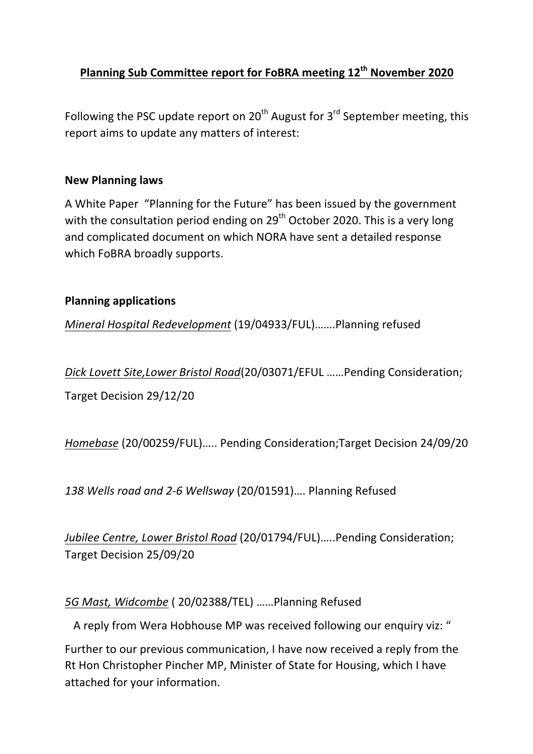# Planning Sub Committee report for FoBRA meeting 12th November 2020

Following the PSC update report on 20th August for 3rd September meeting, this report aims to update any matters of interest:

## New Planning laws

A White Paper "Planning for the Future" has been issued by the government with the consultation period ending on 29th October 2020. This is a very long and complicated document on which NORA have sent a detailed response which FoBRA broadly supports.

## Planning applications

*Mineral Hospital Redevelopment* (19/04933/FUL)…….Planning refused

*Dick Lovett Site,Lower Bristol Road*(20/03071/EFUL ……Pending Consideration; Target Decision 29/12/20

*Homebase* (20/00259/FUL)….. Pending Consideration;Target Decision 24/09/20

*138 Wells road and 2-6 Wellsway* (20/01591)…. Planning Refused

*Jubilee Centre, Lower Bristol Road* (20/01794/FUL)…..Pending Consideration; Target Decision 25/09/20

*5G Mast, Widcombe* ( 20/02388/TEL) ……Planning Refused

A reply from Wera Hobhouse MP was received following our enquiry viz: "

Further to our previous communication, I have now received a reply from the Rt Hon Christopher Pincher MP, Minister of State for Housing, which I have attached for your information.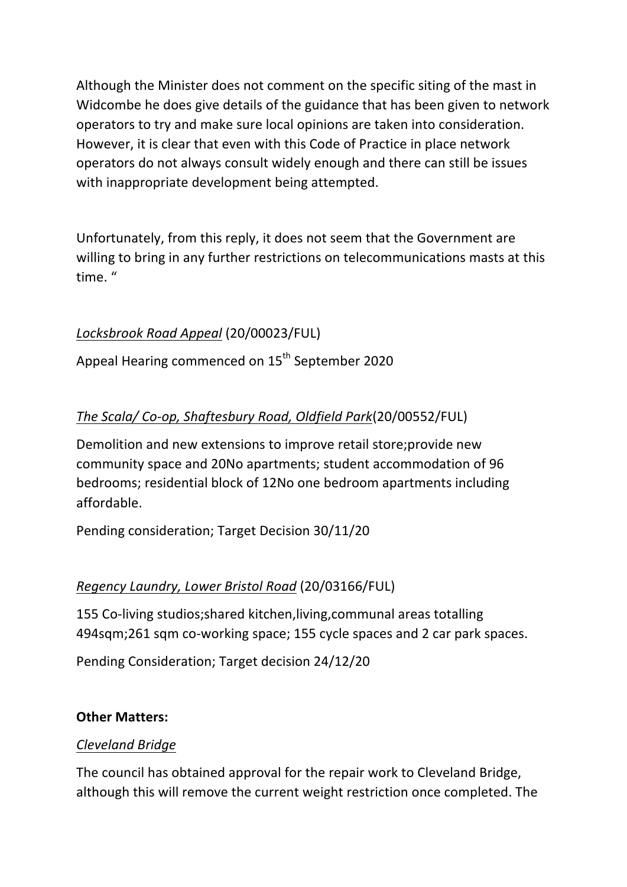Although the Minister does not comment on the specific siting of the mast in Widcombe he does give details of the guidance that has been given to network operators to try and make sure local opinions are taken into consideration. However, it is clear that even with this Code of Practice in place network operators do not always consult widely enough and there can still be issues with inappropriate development being attempted.

Unfortunately, from this reply, it does not seem that the Government are willing to bring in any further restrictions on telecommunications masts at this time. "

*Locksbrook Road Appeal* (20/00023/FUL)

Appeal Hearing commenced on 15th September 2020

*The Scala/ Co-op, Shaftesbury Road, Oldfield Park*(20/00552/FUL)

Demolition and new extensions to improve retail store;provide new community space and 20No apartments; student accommodation of 96 bedrooms; residential block of 12No one bedroom apartments including affordable.

Pending consideration; Target Decision 30/11/20

*Regency Laundry, Lower Bristol Road* (20/03166/FUL)

155 Co-living studios;shared kitchen,living,communal areas totalling 494sqm;261 sqm co-working space; 155 cycle spaces and 2 car park spaces.

Pending Consideration; Target decision 24/12/20

**Other Matters:**

*Cleveland Bridge*

The council has obtained approval for the repair work to Cleveland Bridge, although this will remove the current weight restriction once completed. The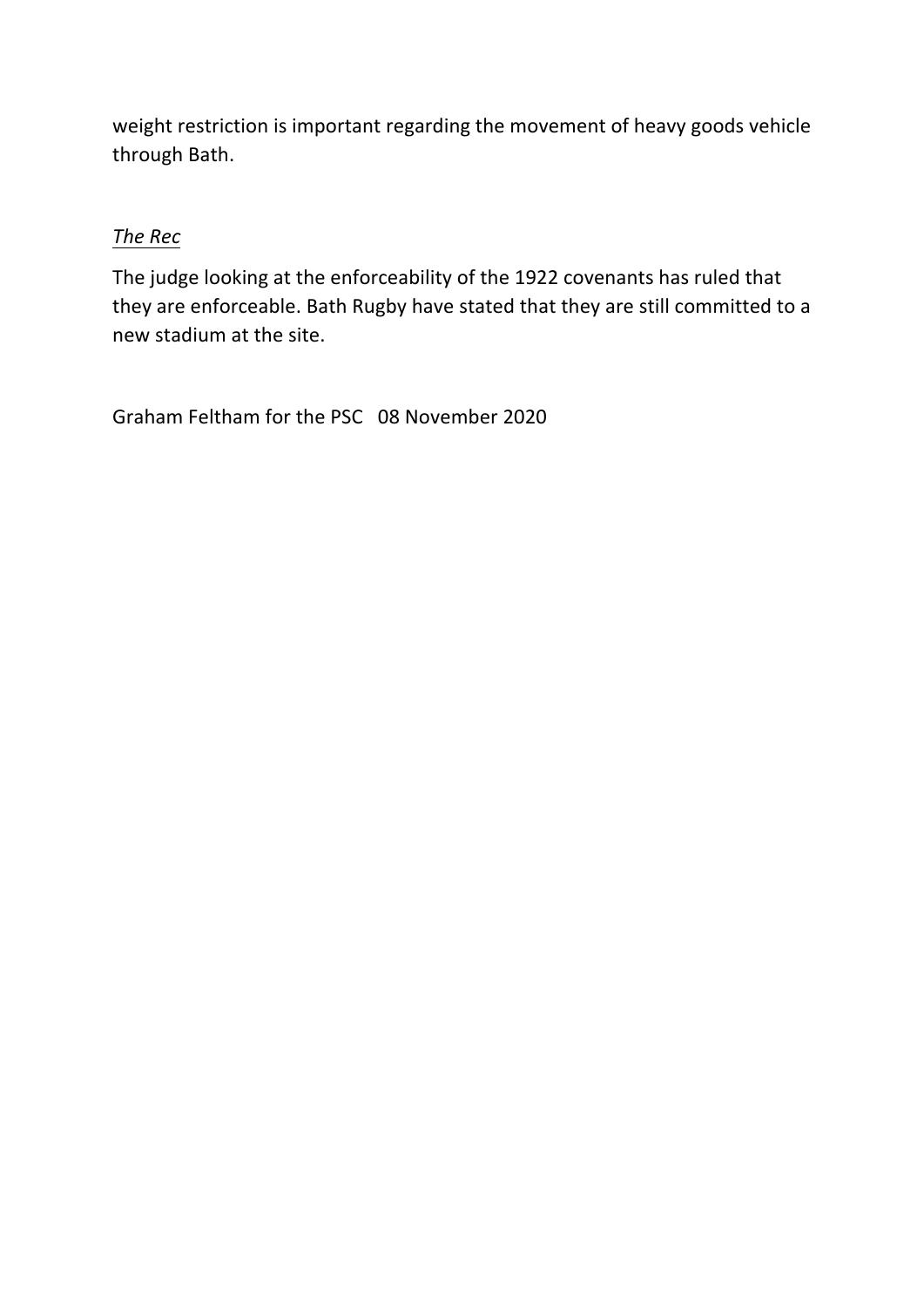weight restriction is important regarding the movement of heavy goods vehicle through Bath.

*The Rec*

The judge looking at the enforceability of the 1922 covenants has ruled that they are enforceable. Bath Rugby have stated that they are still committed to a new stadium at the site.

Graham Feltham for the PSC 08 November 2020